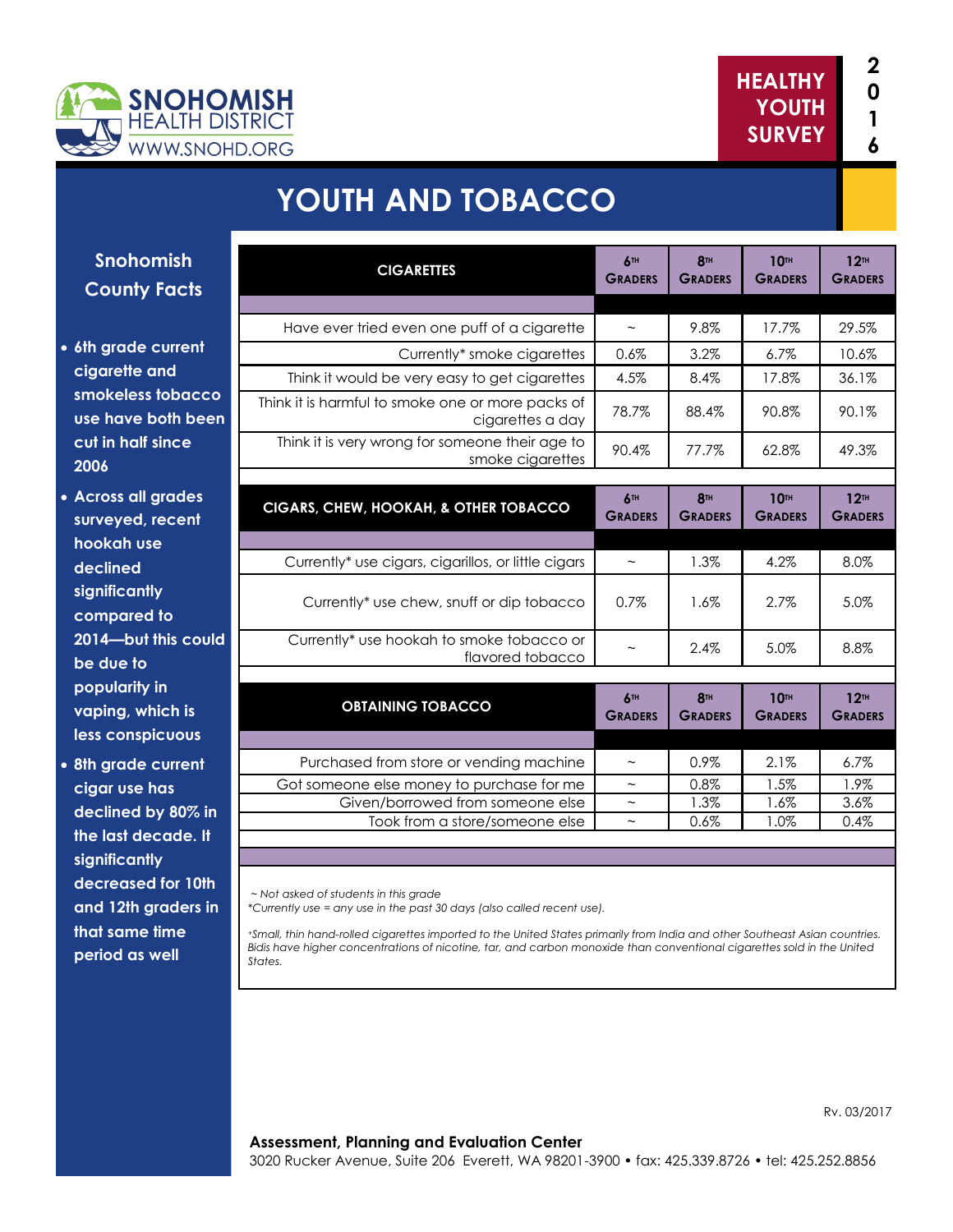SNOHOMISH HEALTH DISTRICT
WWW.SNOHD.ORG

HEALTHY YOUTH SURVEY 2016

# YOUTH AND TOBACCO

## Snohomish County Facts

- 6th grade current cigarette and smokeless tobacco use have both been cut in half since 2006
- Across all grades surveyed, recent hookah use declined significantly compared to 2014—but this could be due to popularity in vaping, which is less conspicuous
- 8th grade current cigar use has declined by 80% in the last decade. It significantly decreased for 10th and 12th graders in that same time period as well

| CIGARETTES | 6th Graders | 8th Graders | 10th Graders | 12th Graders |
|---|---|---|---|---|
| Have ever tried even one puff of a cigarette | ~ | 9.8% | 17.7% | 29.5% |
| Currently* smoke cigarettes | 0.6% | 3.2% | 6.7% | 10.6% |
| Think it would be very easy to get cigarettes | 4.5% | 8.4% | 17.8% | 36.1% |
| Think it is harmful to smoke one or more packs of cigarettes a day | 78.7% | 88.4% | 90.8% | 90.1% |
| Think it is very wrong for someone their age to smoke cigarettes | 90.4% | 77.7% | 62.8% | 49.3% |

| CIGARS, CHEW, HOOKAH, & OTHER TOBACCO | 6th Graders | 8th Graders | 10th Graders | 12th Graders |
|---|---|---|---|---|
| Currently* use cigars, cigarillos, or little cigars | ~ | 1.3% | 4.2% | 8.0% |
| Currently* use chew, snuff or dip tobacco | 0.7% | 1.6% | 2.7% | 5.0% |
| Currently* use hookah to smoke tobacco or flavored tobacco | ~ | 2.4% | 5.0% | 8.8% |

| OBTAINING TOBACCO | 6th Graders | 8th Graders | 10th Graders | 12th Graders |
|---|---|---|---|---|
| Purchased from store or vending machine | ~ | 0.9% | 2.1% | 6.7% |
| Got someone else money to purchase for me | ~ | 0.8% | 1.5% | 1.9% |
| Given/borrowed from someone else | ~ | 1.3% | 1.6% | 3.6% |
| Took from a store/someone else | ~ | 0.6% | 1.0% | 0.4% |

*~ Not asked of students in this grade*
*\*Currently use = any use in the past 30 days (also called recent use).*

*+Small, thin hand-rolled cigarettes imported to the United States primarily from India and other Southeast Asian countries. Bidis have higher concentrations of nicotine, tar, and carbon monoxide than conventional cigarettes sold in the United States.*

Rv. 03/2017

**Assessment, Planning and Evaluation Center**
3020 Rucker Avenue, Suite 206 Everett, WA 98201-3900 • fax: 425.339.8726 • tel: 425.252.8856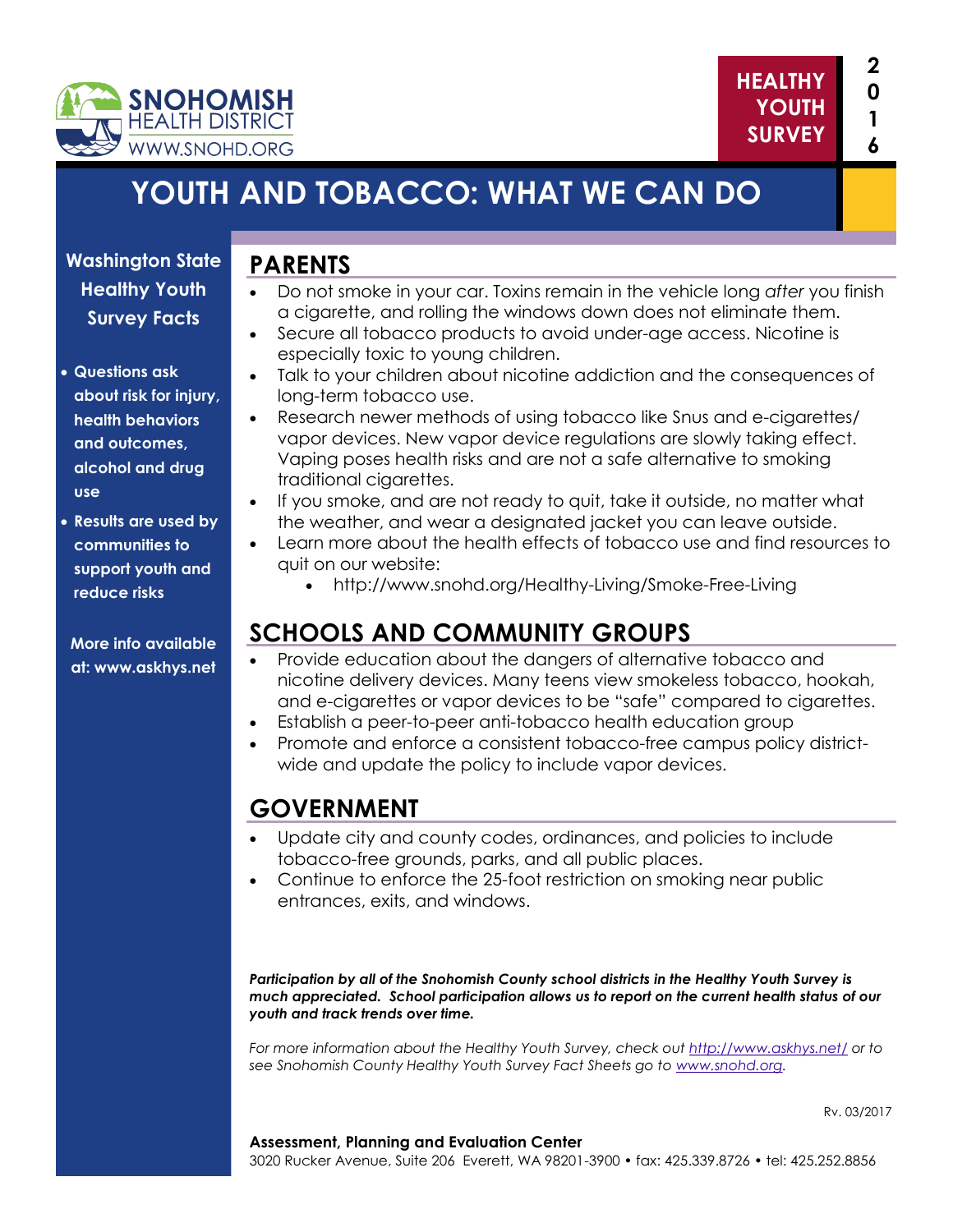SNOHOMISH HEALTH DISTRICT
WWW.SNOHD.ORG

HEALTHY YOUTH SURVEY 2016

# YOUTH AND TOBACCO: WHAT WE CAN DO

**Washington State Healthy Youth Survey Facts**

- **Questions ask about risk for injury, health behaviors and outcomes, alcohol and drug use**
- **Results are used by communities to support youth and reduce risks**

**More info available at: www.askhys.net**

## PARENTS

- Do not smoke in your car. Toxins remain in the vehicle long *after* you finish a cigarette, and rolling the windows down does not eliminate them.
- Secure all tobacco products to avoid under-age access. Nicotine is especially toxic to young children.
- Talk to your children about nicotine addiction and the consequences of long-term tobacco use.
- Research newer methods of using tobacco like Snus and e-cigarettes/ vapor devices. New vapor device regulations are slowly taking effect. Vaping poses health risks and are not a safe alternative to smoking traditional cigarettes.
- If you smoke, and are not ready to quit, take it outside, no matter what the weather, and wear a designated jacket you can leave outside.
- Learn more about the health effects of tobacco use and find resources to quit on our website:
    - http://www.snohd.org/Healthy-Living/Smoke-Free-Living

## SCHOOLS AND COMMUNITY GROUPS

- Provide education about the dangers of alternative tobacco and nicotine delivery devices. Many teens view smokeless tobacco, hookah, and e-cigarettes or vapor devices to be "safe" compared to cigarettes.
- Establish a peer-to-peer anti-tobacco health education group
- Promote and enforce a consistent tobacco-free campus policy district-wide and update the policy to include vapor devices.

## GOVERNMENT

- Update city and county codes, ordinances, and policies to include tobacco-free grounds, parks, and all public places.
- Continue to enforce the 25-foot restriction on smoking near public entrances, exits, and windows.

***Participation by all of the Snohomish County school districts in the Healthy Youth Survey is much appreciated. School participation allows us to report on the current health status of our youth and track trends over time.***

*For more information about the Healthy Youth Survey, check out http://www.askhys.net/ or to see Snohomish County Healthy Youth Survey Fact Sheets go to www.snohd.org.*

Rv. 03/2017

**Assessment, Planning and Evaluation Center**
3020 Rucker Avenue, Suite 206 Everett, WA 98201-3900 • fax: 425.339.8726 • tel: 425.252.8856